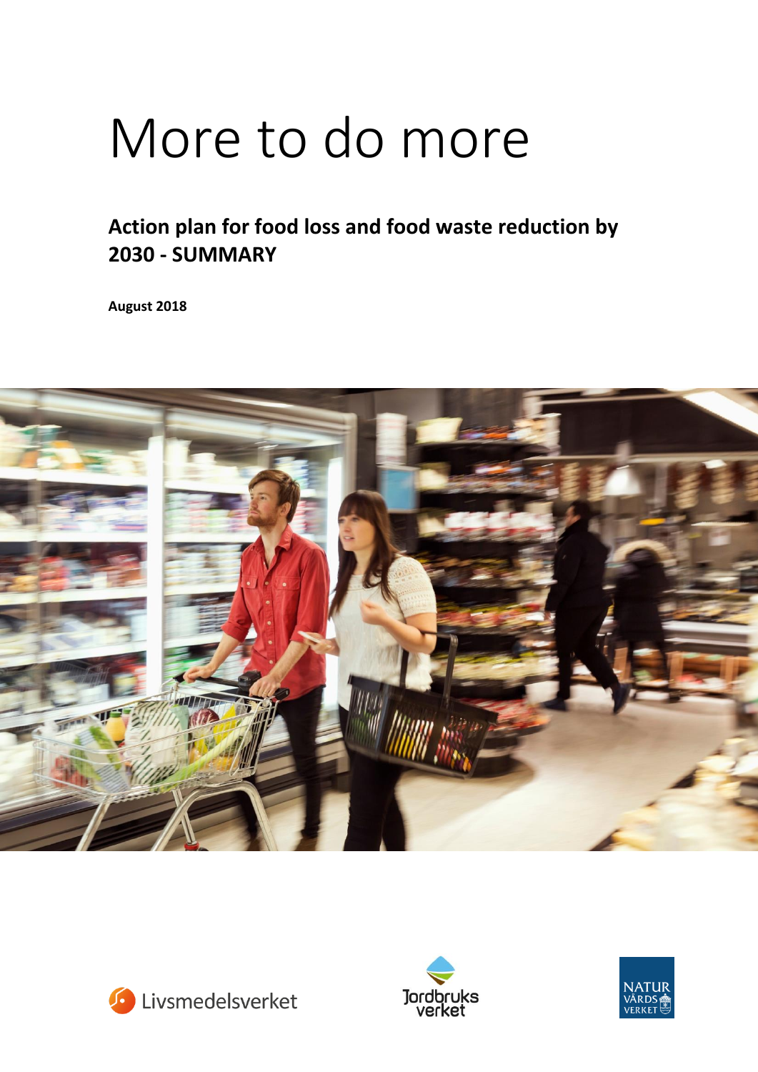# More to do more

**Action plan for food loss and food waste reduction by 2030 - SUMMARY**

**August 2018**

Livsmedelsverket

Jordbruks verket

NATUR VÅRDS VERKET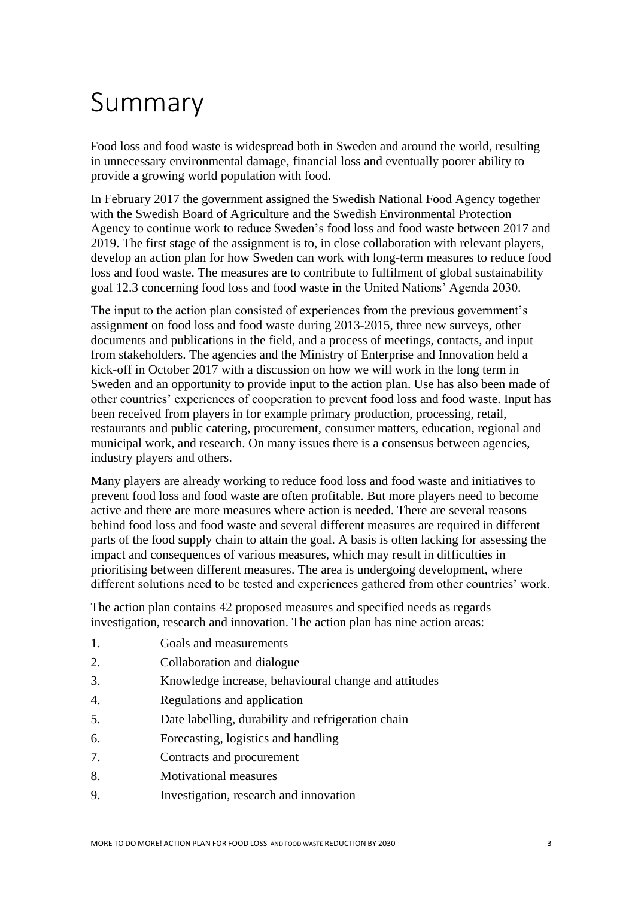# Summary

Food loss and food waste is widespread both in Sweden and around the world, resulting in unnecessary environmental damage, financial loss and eventually poorer ability to provide a growing world population with food.

In February 2017 the government assigned the Swedish National Food Agency together with the Swedish Board of Agriculture and the Swedish Environmental Protection Agency to continue work to reduce Sweden's food loss and food waste between 2017 and 2019. The first stage of the assignment is to, in close collaboration with relevant players, develop an action plan for how Sweden can work with long-term measures to reduce food loss and food waste. The measures are to contribute to fulfilment of global sustainability goal 12.3 concerning food loss and food waste in the United Nations' Agenda 2030.

The input to the action plan consisted of experiences from the previous government's assignment on food loss and food waste during 2013-2015, three new surveys, other documents and publications in the field, and a process of meetings, contacts, and input from stakeholders. The agencies and the Ministry of Enterprise and Innovation held a kick-off in October 2017 with a discussion on how we will work in the long term in Sweden and an opportunity to provide input to the action plan. Use has also been made of other countries' experiences of cooperation to prevent food loss and food waste. Input has been received from players in for example primary production, processing, retail, restaurants and public catering, procurement, consumer matters, education, regional and municipal work, and research. On many issues there is a consensus between agencies, industry players and others.

Many players are already working to reduce food loss and food waste and initiatives to prevent food loss and food waste are often profitable. But more players need to become active and there are more measures where action is needed. There are several reasons behind food loss and food waste and several different measures are required in different parts of the food supply chain to attain the goal. A basis is often lacking for assessing the impact and consequences of various measures, which may result in difficulties in prioritising between different measures. The area is undergoing development, where different solutions need to be tested and experiences gathered from other countries' work.

The action plan contains 42 proposed measures and specified needs as regards investigation, research and innovation. The action plan has nine action areas:

1. Goals and measurements
2. Collaboration and dialogue
3. Knowledge increase, behavioural change and attitudes
4. Regulations and application
5. Date labelling, durability and refrigeration chain
6. Forecasting, logistics and handling
7. Contracts and procurement
8. Motivational measures
9. Investigation, research and innovation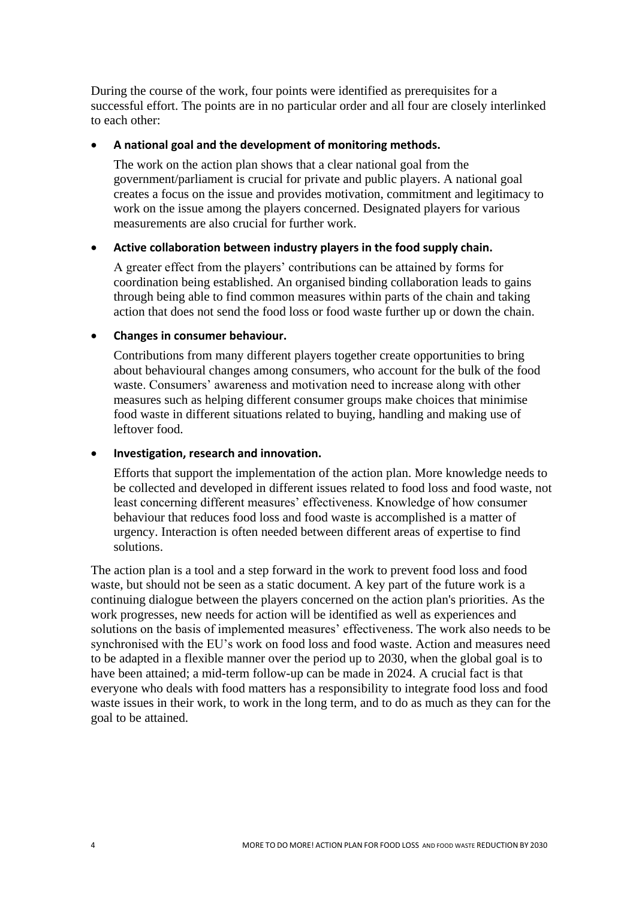During the course of the work, four points were identified as prerequisites for a successful effort. The points are in no particular order and all four are closely interlinked to each other:

- **A national goal and the development of monitoring methods.**

  The work on the action plan shows that a clear national goal from the government/parliament is crucial for private and public players. A national goal creates a focus on the issue and provides motivation, commitment and legitimacy to work on the issue among the players concerned. Designated players for various measurements are also crucial for further work.

- **Active collaboration between industry players in the food supply chain.**

  A greater effect from the players' contributions can be attained by forms for coordination being established. An organised binding collaboration leads to gains through being able to find common measures within parts of the chain and taking action that does not send the food loss or food waste further up or down the chain.

- **Changes in consumer behaviour.**

  Contributions from many different players together create opportunities to bring about behavioural changes among consumers, who account for the bulk of the food waste. Consumers' awareness and motivation need to increase along with other measures such as helping different consumer groups make choices that minimise food waste in different situations related to buying, handling and making use of leftover food.

- **Investigation, research and innovation.**

  Efforts that support the implementation of the action plan. More knowledge needs to be collected and developed in different issues related to food loss and food waste, not least concerning different measures' effectiveness. Knowledge of how consumer behaviour that reduces food loss and food waste is accomplished is a matter of urgency. Interaction is often needed between different areas of expertise to find solutions.

The action plan is a tool and a step forward in the work to prevent food loss and food waste, but should not be seen as a static document. A key part of the future work is a continuing dialogue between the players concerned on the action plan's priorities. As the work progresses, new needs for action will be identified as well as experiences and solutions on the basis of implemented measures' effectiveness. The work also needs to be synchronised with the EU's work on food loss and food waste. Action and measures need to be adapted in a flexible manner over the period up to 2030, when the global goal is to have been attained; a mid-term follow-up can be made in 2024. A crucial fact is that everyone who deals with food matters has a responsibility to integrate food loss and food waste issues in their work, to work in the long term, and to do as much as they can for the goal to be attained.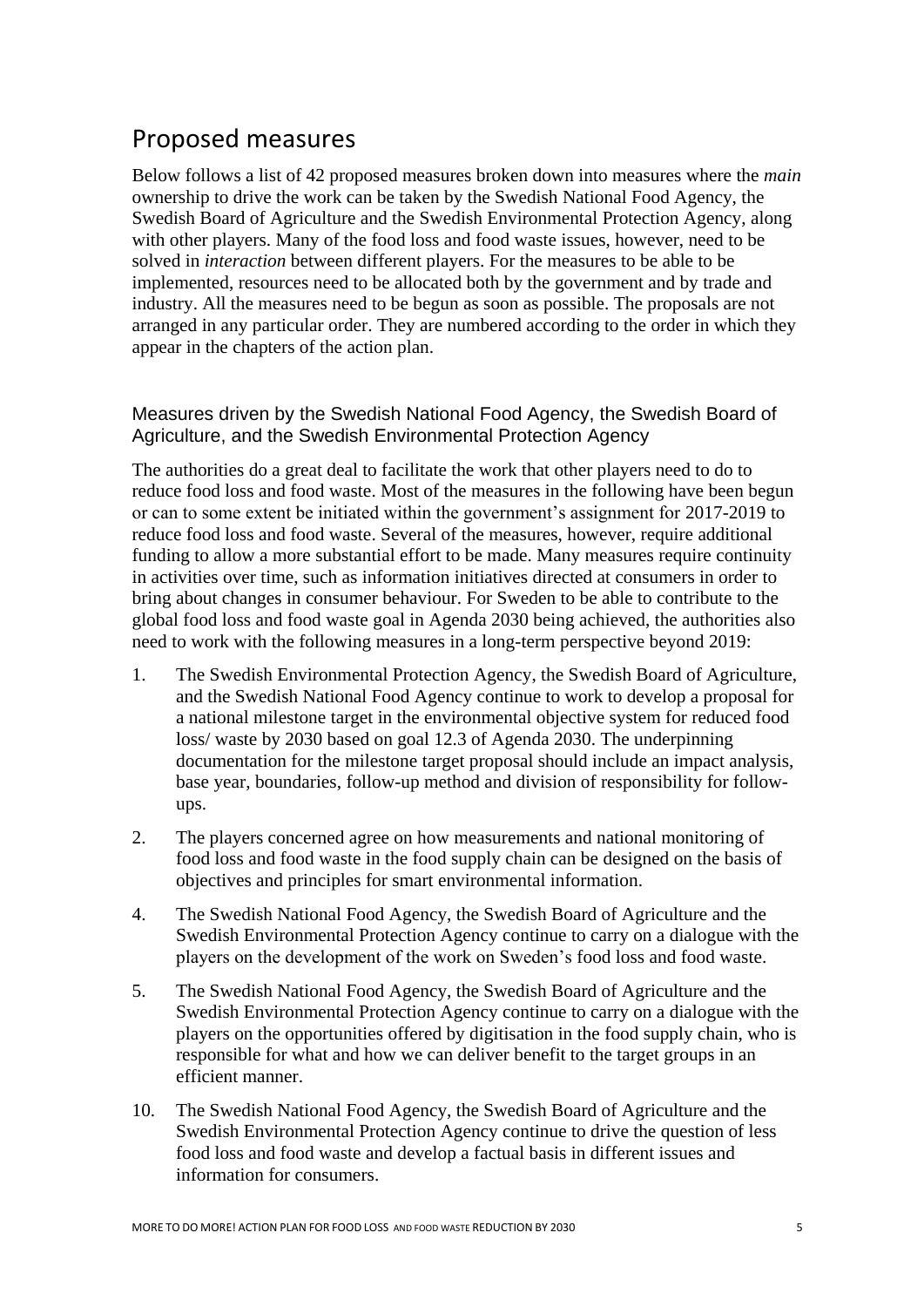## Proposed measures

Below follows a list of 42 proposed measures broken down into measures where the *main* ownership to drive the work can be taken by the Swedish National Food Agency, the Swedish Board of Agriculture and the Swedish Environmental Protection Agency, along with other players. Many of the food loss and food waste issues, however, need to be solved in *interaction* between different players. For the measures to be able to be implemented, resources need to be allocated both by the government and by trade and industry. All the measures need to be begun as soon as possible. The proposals are not arranged in any particular order. They are numbered according to the order in which they appear in the chapters of the action plan.

### Measures driven by the Swedish National Food Agency, the Swedish Board of Agriculture, and the Swedish Environmental Protection Agency

The authorities do a great deal to facilitate the work that other players need to do to reduce food loss and food waste. Most of the measures in the following have been begun or can to some extent be initiated within the government's assignment for 2017-2019 to reduce food loss and food waste. Several of the measures, however, require additional funding to allow a more substantial effort to be made. Many measures require continuity in activities over time, such as information initiatives directed at consumers in order to bring about changes in consumer behaviour. For Sweden to be able to contribute to the global food loss and food waste goal in Agenda 2030 being achieved, the authorities also need to work with the following measures in a long-term perspective beyond 2019:

1. The Swedish Environmental Protection Agency, the Swedish Board of Agriculture, and the Swedish National Food Agency continue to work to develop a proposal for a national milestone target in the environmental objective system for reduced food loss/ waste by 2030 based on goal 12.3 of Agenda 2030. The underpinning documentation for the milestone target proposal should include an impact analysis, base year, boundaries, follow-up method and division of responsibility for follow-ups.
2. The players concerned agree on how measurements and national monitoring of food loss and food waste in the food supply chain can be designed on the basis of objectives and principles for smart environmental information.
4. The Swedish National Food Agency, the Swedish Board of Agriculture and the Swedish Environmental Protection Agency continue to carry on a dialogue with the players on the development of the work on Sweden's food loss and food waste.
5. The Swedish National Food Agency, the Swedish Board of Agriculture and the Swedish Environmental Protection Agency continue to carry on a dialogue with the players on the opportunities offered by digitisation in the food supply chain, who is responsible for what and how we can deliver benefit to the target groups in an efficient manner.
10. The Swedish National Food Agency, the Swedish Board of Agriculture and the Swedish Environmental Protection Agency continue to drive the question of less food loss and food waste and develop a factual basis in different issues and information for consumers.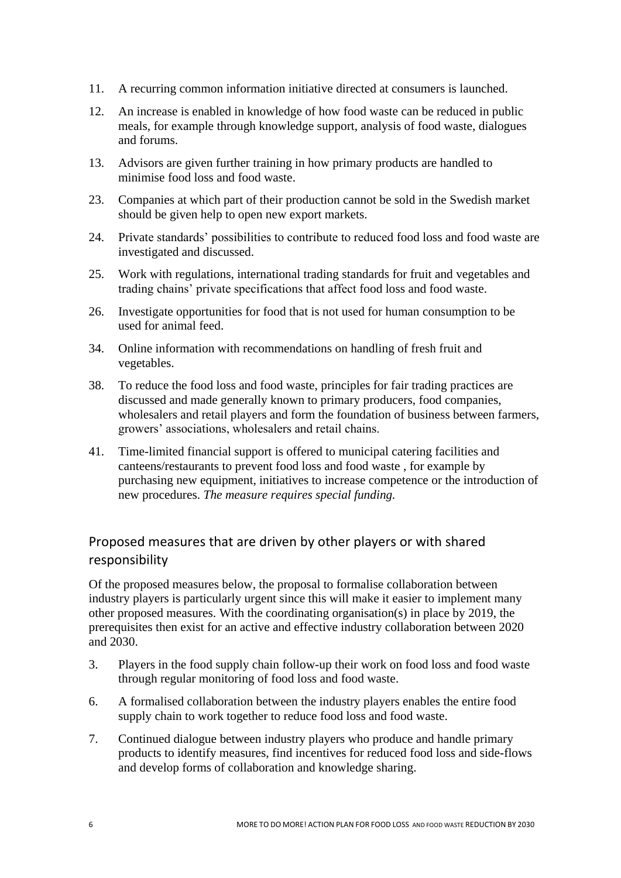11. A recurring common information initiative directed at consumers is launched.

12. An increase is enabled in knowledge of how food waste can be reduced in public meals, for example through knowledge support, analysis of food waste, dialogues and forums.

13. Advisors are given further training in how primary products are handled to minimise food loss and food waste.

23. Companies at which part of their production cannot be sold in the Swedish market should be given help to open new export markets.

24. Private standards' possibilities to contribute to reduced food loss and food waste are investigated and discussed.

25. Work with regulations, international trading standards for fruit and vegetables and trading chains' private specifications that affect food loss and food waste.

26. Investigate opportunities for food that is not used for human consumption to be used for animal feed.

34. Online information with recommendations on handling of fresh fruit and vegetables.

38. To reduce the food loss and food waste, principles for fair trading practices are discussed and made generally known to primary producers, food companies, wholesalers and retail players and form the foundation of business between farmers, growers' associations, wholesalers and retail chains.

41. Time-limited financial support is offered to municipal catering facilities and canteens/restaurants to prevent food loss and food waste , for example by purchasing new equipment, initiatives to increase competence or the introduction of new procedures. *The measure requires special funding.*

## Proposed measures that are driven by other players or with shared responsibility

Of the proposed measures below, the proposal to formalise collaboration between industry players is particularly urgent since this will make it easier to implement many other proposed measures. With the coordinating organisation(s) in place by 2019, the prerequisites then exist for an active and effective industry collaboration between 2020 and 2030.

3. Players in the food supply chain follow-up their work on food loss and food waste through regular monitoring of food loss and food waste.

6. A formalised collaboration between the industry players enables the entire food supply chain to work together to reduce food loss and food waste.

7. Continued dialogue between industry players who produce and handle primary products to identify measures, find incentives for reduced food loss and side-flows and develop forms of collaboration and knowledge sharing.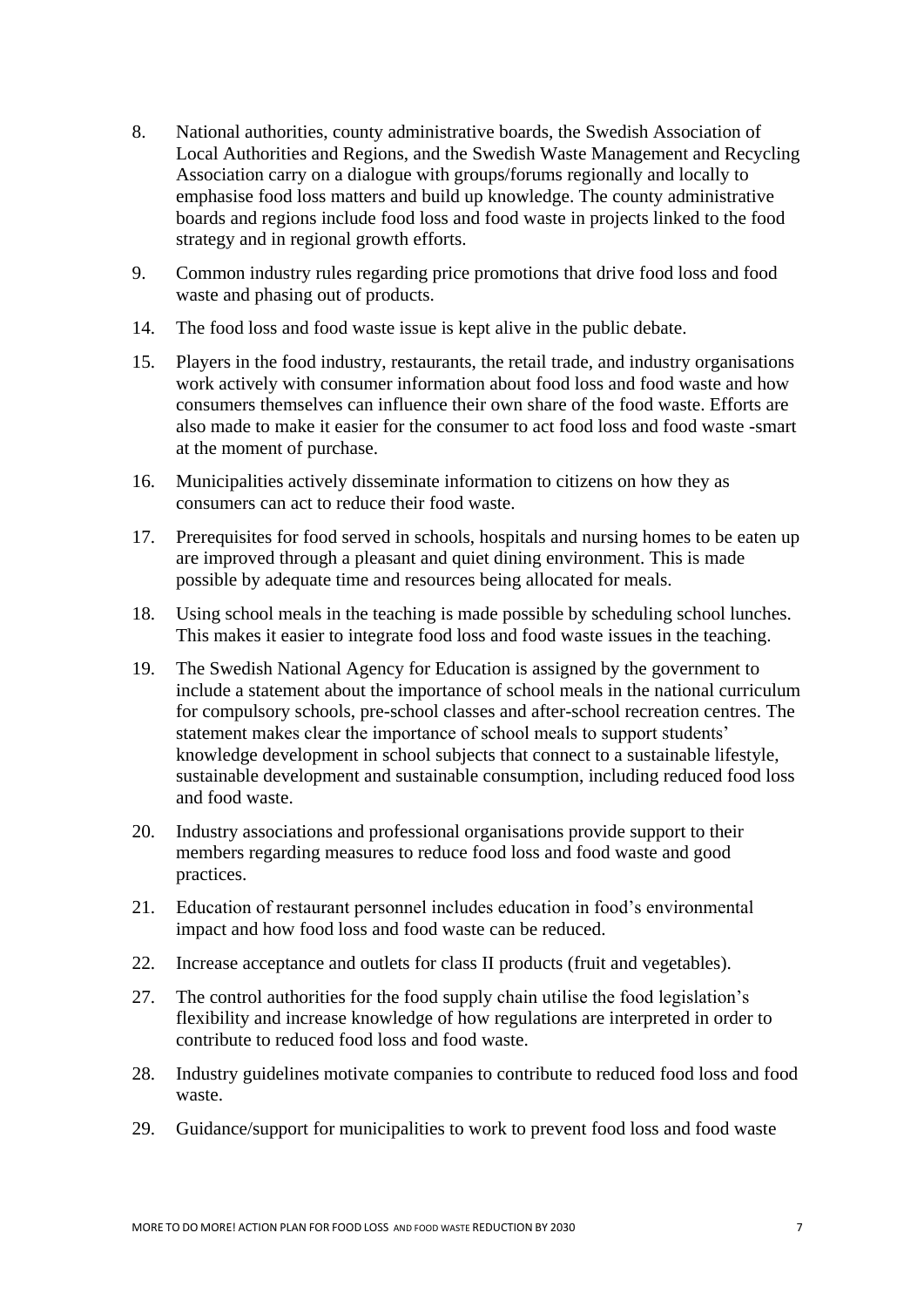8. National authorities, county administrative boards, the Swedish Association of Local Authorities and Regions, and the Swedish Waste Management and Recycling Association carry on a dialogue with groups/forums regionally and locally to emphasise food loss matters and build up knowledge. The county administrative boards and regions include food loss and food waste in projects linked to the food strategy and in regional growth efforts.

9. Common industry rules regarding price promotions that drive food loss and food waste and phasing out of products.

14. The food loss and food waste issue is kept alive in the public debate.

15. Players in the food industry, restaurants, the retail trade, and industry organisations work actively with consumer information about food loss and food waste and how consumers themselves can influence their own share of the food waste. Efforts are also made to make it easier for the consumer to act food loss and food waste -smart at the moment of purchase.

16. Municipalities actively disseminate information to citizens on how they as consumers can act to reduce their food waste.

17. Prerequisites for food served in schools, hospitals and nursing homes to be eaten up are improved through a pleasant and quiet dining environment. This is made possible by adequate time and resources being allocated for meals.

18. Using school meals in the teaching is made possible by scheduling school lunches. This makes it easier to integrate food loss and food waste issues in the teaching.

19. The Swedish National Agency for Education is assigned by the government to include a statement about the importance of school meals in the national curriculum for compulsory schools, pre-school classes and after-school recreation centres. The statement makes clear the importance of school meals to support students' knowledge development in school subjects that connect to a sustainable lifestyle, sustainable development and sustainable consumption, including reduced food loss and food waste.

20. Industry associations and professional organisations provide support to their members regarding measures to reduce food loss and food waste and good practices.

21. Education of restaurant personnel includes education in food's environmental impact and how food loss and food waste can be reduced.

22. Increase acceptance and outlets for class II products (fruit and vegetables).

27. The control authorities for the food supply chain utilise the food legislation's flexibility and increase knowledge of how regulations are interpreted in order to contribute to reduced food loss and food waste.

28. Industry guidelines motivate companies to contribute to reduced food loss and food waste.

29. Guidance/support for municipalities to work to prevent food loss and food waste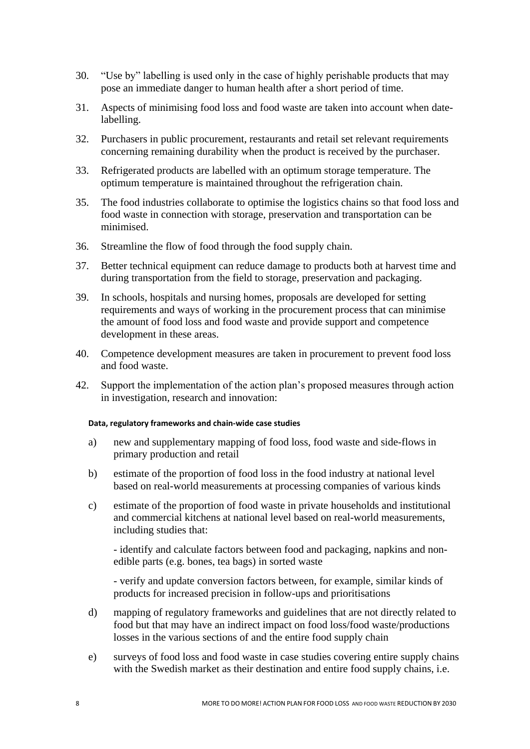30. "Use by" labelling is used only in the case of highly perishable products that may pose an immediate danger to human health after a short period of time.

31. Aspects of minimising food loss and food waste are taken into account when date-labelling.

32. Purchasers in public procurement, restaurants and retail set relevant requirements concerning remaining durability when the product is received by the purchaser.

33. Refrigerated products are labelled with an optimum storage temperature. The optimum temperature is maintained throughout the refrigeration chain.

35. The food industries collaborate to optimise the logistics chains so that food loss and food waste in connection with storage, preservation and transportation can be minimised.

36. Streamline the flow of food through the food supply chain.

37. Better technical equipment can reduce damage to products both at harvest time and during transportation from the field to storage, preservation and packaging.

39. In schools, hospitals and nursing homes, proposals are developed for setting requirements and ways of working in the procurement process that can minimise the amount of food loss and food waste and provide support and competence development in these areas.

40. Competence development measures are taken in procurement to prevent food loss and food waste.

42. Support the implementation of the action plan's proposed measures through action in investigation, research and innovation:

**Data, regulatory frameworks and chain-wide case studies**

a) new and supplementary mapping of food loss, food waste and side-flows in primary production and retail

b) estimate of the proportion of food loss in the food industry at national level based on real-world measurements at processing companies of various kinds

c) estimate of the proportion of food waste in private households and institutional and commercial kitchens at national level based on real-world measurements, including studies that:

   - identify and calculate factors between food and packaging, napkins and non-edible parts (e.g. bones, tea bags) in sorted waste

   - verify and update conversion factors between, for example, similar kinds of products for increased precision in follow-ups and prioritisations

d) mapping of regulatory frameworks and guidelines that are not directly related to food but that may have an indirect impact on food loss/food waste/productions losses in the various sections of and the entire food supply chain

e) surveys of food loss and food waste in case studies covering entire supply chains with the Swedish market as their destination and entire food supply chains, i.e.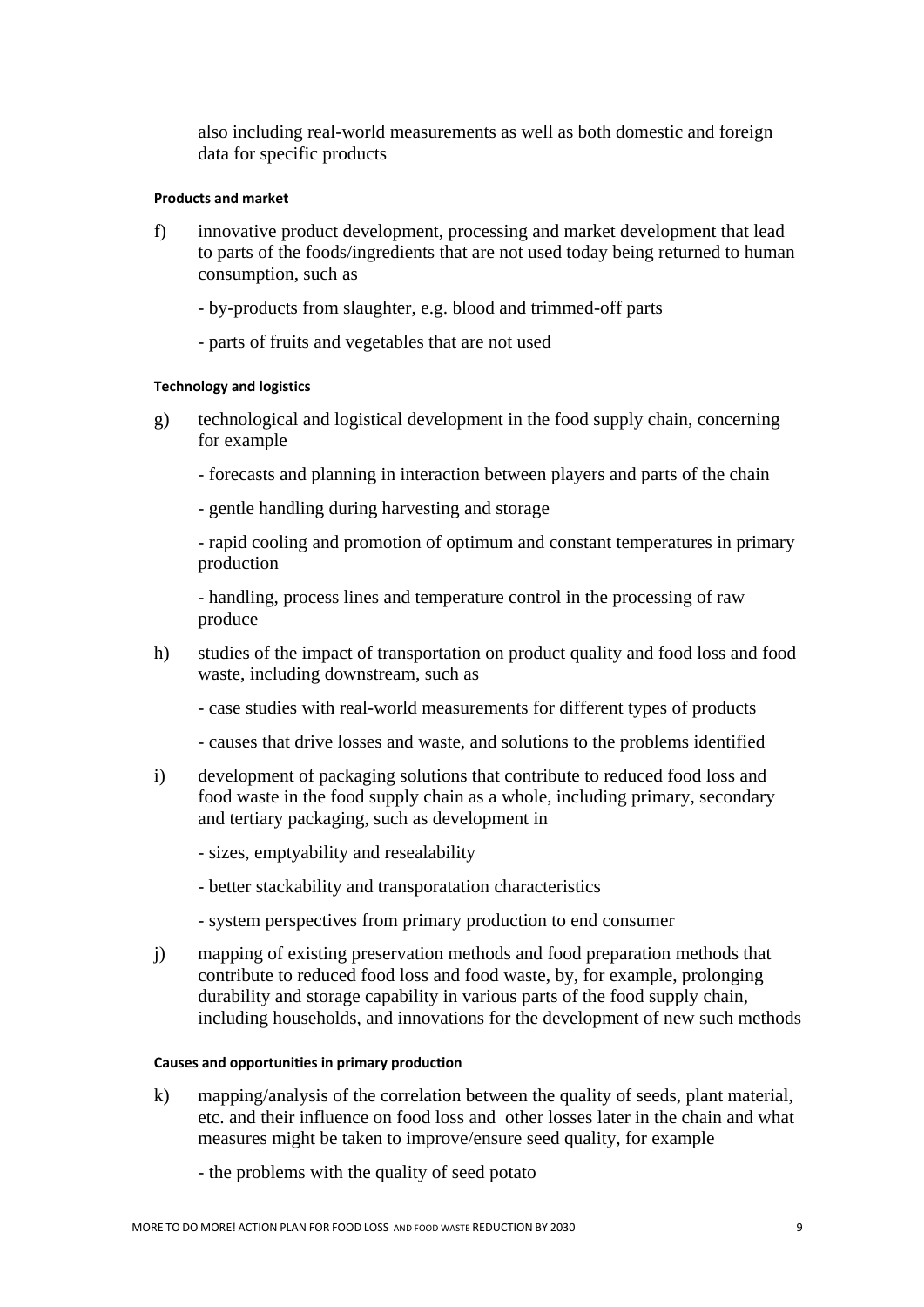also including real-world measurements as well as both domestic and foreign data for specific products

#### Products and market

f) innovative product development, processing and market development that lead to parts of the foods/ingredients that are not used today being returned to human consumption, such as

- by-products from slaughter, e.g. blood and trimmed-off parts
- parts of fruits and vegetables that are not used

#### Technology and logistics

g) technological and logistical development in the food supply chain, concerning for example

- forecasts and planning in interaction between players and parts of the chain
- gentle handling during harvesting and storage
- rapid cooling and promotion of optimum and constant temperatures in primary production
- handling, process lines and temperature control in the processing of raw produce

h) studies of the impact of transportation on product quality and food loss and food waste, including downstream, such as

- case studies with real-world measurements for different types of products
- causes that drive losses and waste, and solutions to the problems identified

i) development of packaging solutions that contribute to reduced food loss and food waste in the food supply chain as a whole, including primary, secondary and tertiary packaging, such as development in

- sizes, emptyability and resealability
- better stackability and transporatation characteristics
- system perspectives from primary production to end consumer

j) mapping of existing preservation methods and food preparation methods that contribute to reduced food loss and food waste, by, for example, prolonging durability and storage capability in various parts of the food supply chain, including households, and innovations for the development of new such methods

#### Causes and opportunities in primary production

k) mapping/analysis of the correlation between the quality of seeds, plant material, etc. and their influence on food loss and other losses later in the chain and what measures might be taken to improve/ensure seed quality, for example

- the problems with the quality of seed potato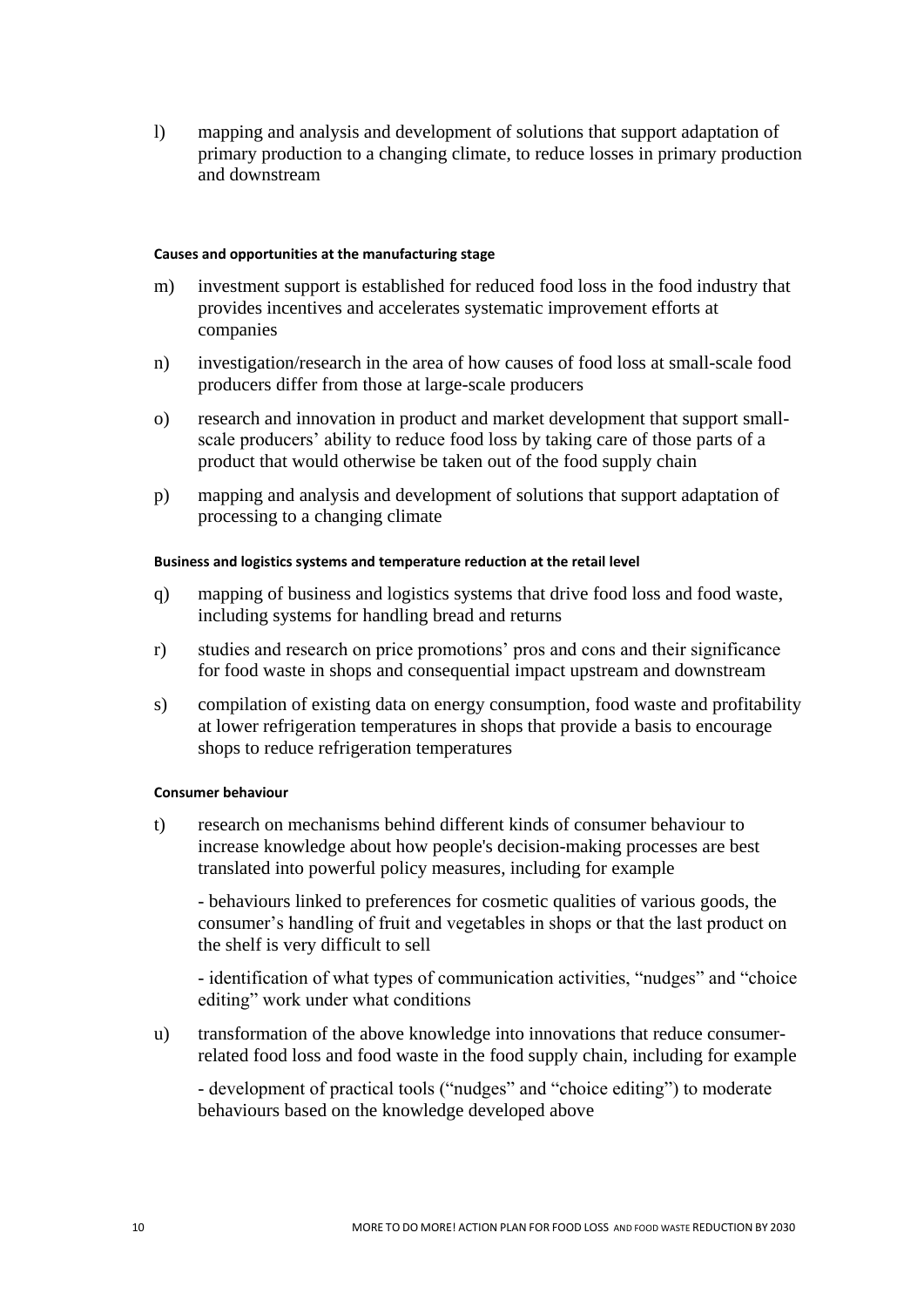l) mapping and analysis and development of solutions that support adaptation of primary production to a changing climate, to reduce losses in primary production and downstream

**Causes and opportunities at the manufacturing stage**

m) investment support is established for reduced food loss in the food industry that provides incentives and accelerates systematic improvement efforts at companies

n) investigation/research in the area of how causes of food loss at small-scale food producers differ from those at large-scale producers

o) research and innovation in product and market development that support small-scale producers' ability to reduce food loss by taking care of those parts of a product that would otherwise be taken out of the food supply chain

p) mapping and analysis and development of solutions that support adaptation of processing to a changing climate

**Business and logistics systems and temperature reduction at the retail level**

q) mapping of business and logistics systems that drive food loss and food waste, including systems for handling bread and returns

r) studies and research on price promotions' pros and cons and their significance for food waste in shops and consequential impact upstream and downstream

s) compilation of existing data on energy consumption, food waste and profitability at lower refrigeration temperatures in shops that provide a basis to encourage shops to reduce refrigeration temperatures

**Consumer behaviour**

t) research on mechanisms behind different kinds of consumer behaviour to increase knowledge about how people's decision-making processes are best translated into powerful policy measures, including for example

- behaviours linked to preferences for cosmetic qualities of various goods, the consumer's handling of fruit and vegetables in shops or that the last product on the shelf is very difficult to sell

- identification of what types of communication activities, "nudges" and "choice editing" work under what conditions

u) transformation of the above knowledge into innovations that reduce consumer-related food loss and food waste in the food supply chain, including for example

- development of practical tools ("nudges" and "choice editing") to moderate behaviours based on the knowledge developed above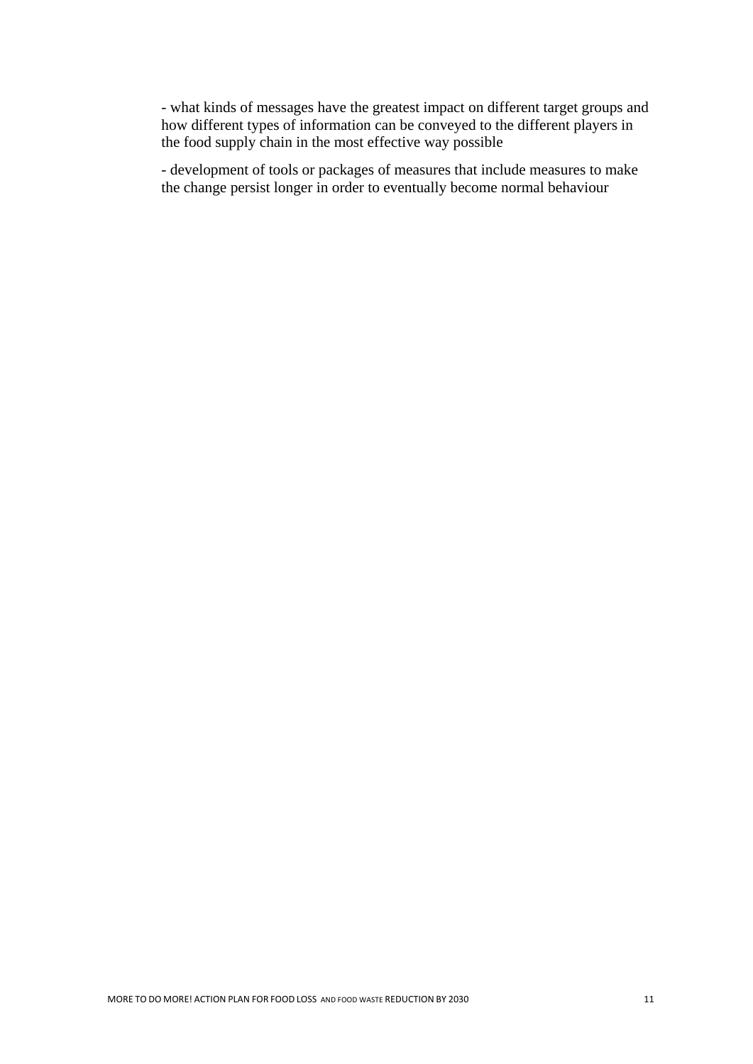- what kinds of messages have the greatest impact on different target groups and how different types of information can be conveyed to the different players in the food supply chain in the most effective way possible

- development of tools or packages of measures that include measures to make the change persist longer in order to eventually become normal behaviour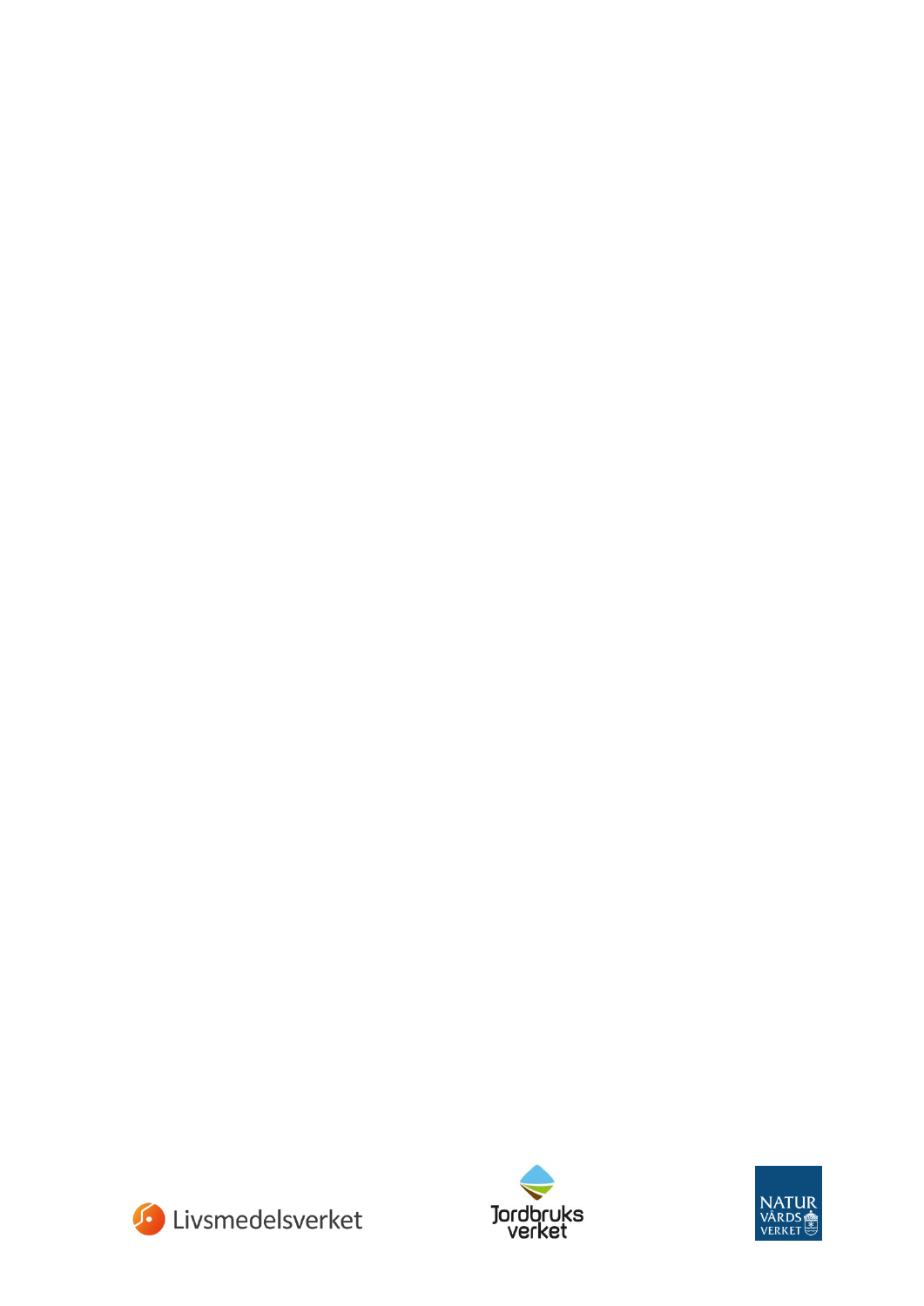Livsmedelsverket

Jordbruks verket

NATUR VÅRDS VERKET